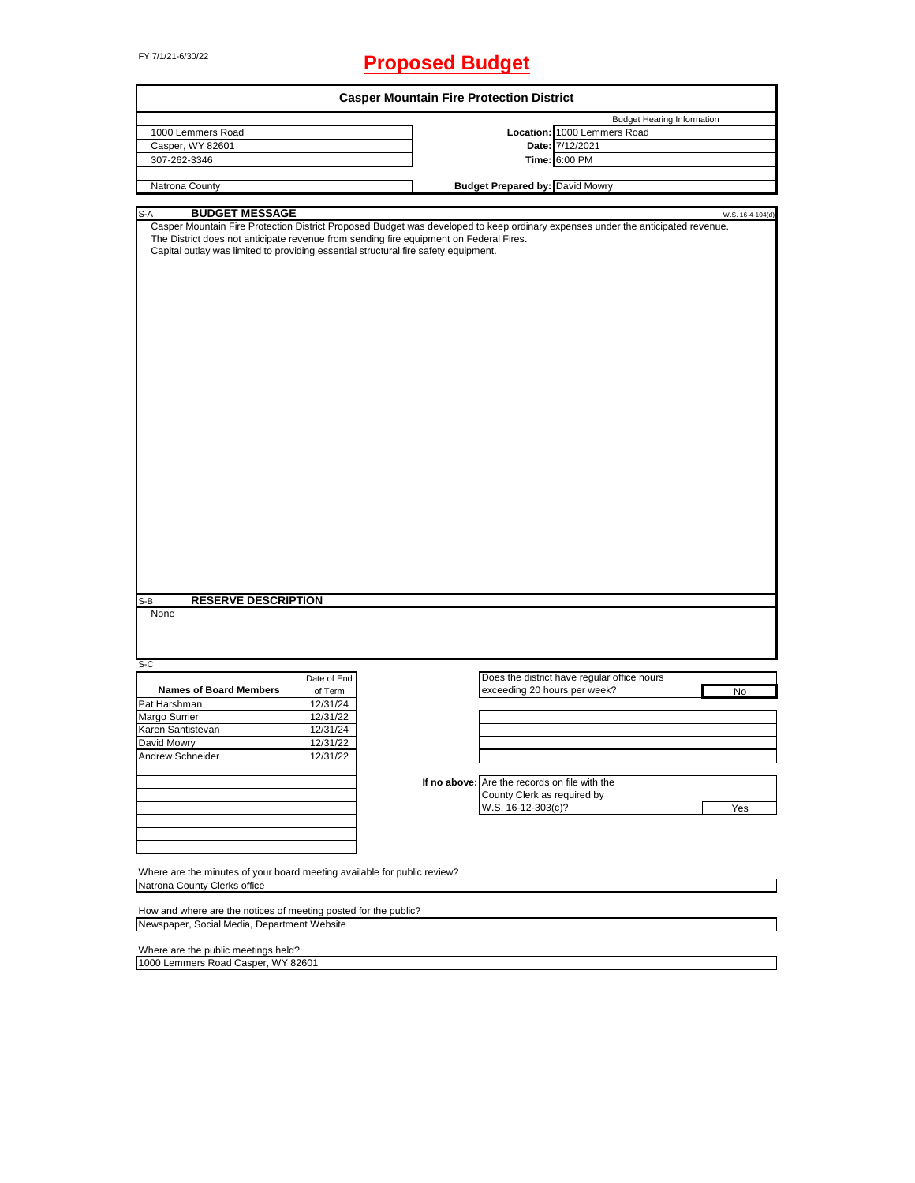FY 7/1/21-6/30/22

# Proposed Budget

## Casper Mountain Fire Protection District

| | | | |
|---|---|---|---|
| 1000 Lemmers Road | | | Budget Hearing Information |
| Casper, WY 82601 | | Location: | 1000 Lemmers Road |
| 307-262-3346 | | Date: | 7/12/2021 |
| | | Time: | 6:00 PM |
| Natrona County | | Budget Prepared by: | David Mowry |

### S-A BUDGET MESSAGE

W.S. 16-4-104(d)

Casper Mountain Fire Protection District Proposed Budget was developed to keep ordinary expenses under the anticipated revenue.
The District does not anticipate revenue from sending fire equipment on Federal Fires.
Capital outlay was limited to providing essential structural fire safety equipment.

### S-B RESERVE DESCRIPTION

None

### S-C

| Names of Board Members | Date of End of Term |
|---|---|
| Pat Harshman | 12/31/24 |
| Margo Surrier | 12/31/22 |
| Karen Santistevan | 12/31/24 |
| David Mowry | 12/31/22 |
| Andrew Schneider | 12/31/22 |

Does the district have regular office hours exceeding 20 hours per week? **No**

If no above: Are the records on file with the County Clerk as required by W.S. 16-12-303(c)? **Yes**

Where are the minutes of your board meeting available for public review?
Natrona County Clerks office

How and where are the notices of meeting posted for the public?
Newspaper, Social Media, Department Website

Where are the public meetings held?
1000 Lemmers Road Casper, WY 82601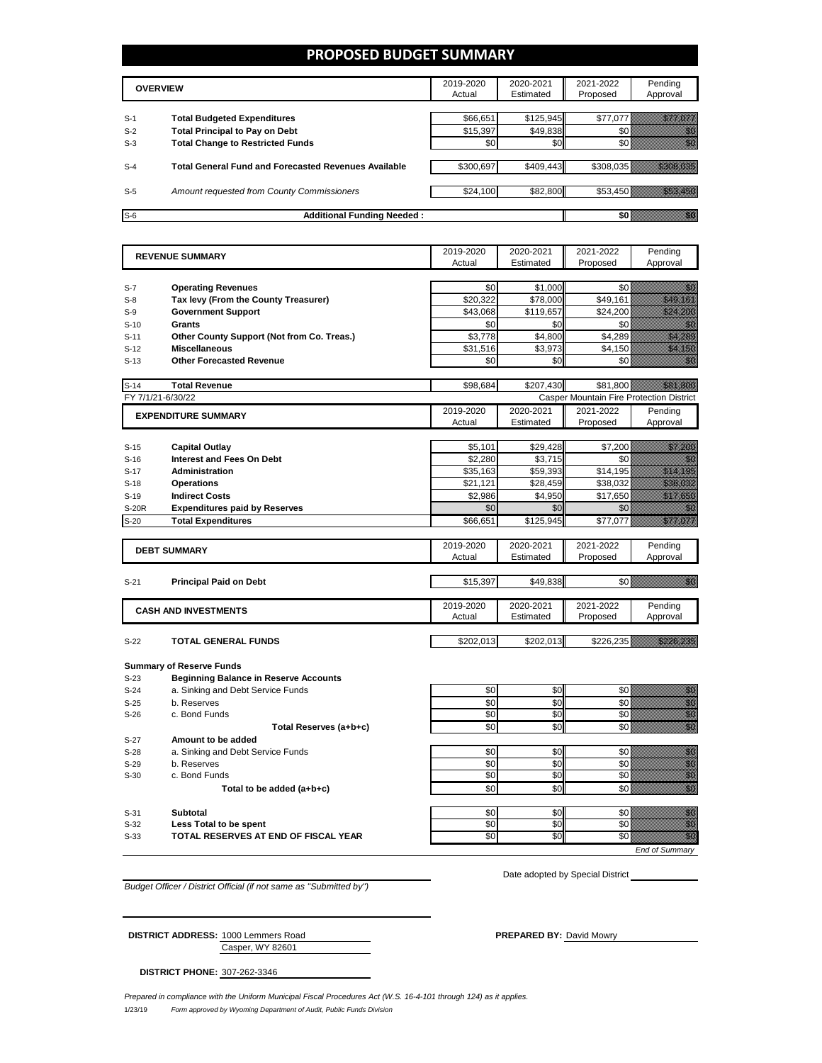# PROPOSED BUDGET SUMMARY

| | OVERVIEW | 2019-2020 Actual | 2020-2021 Estimated | 2021-2022 Proposed | Pending Approval |
|---|---|---|---|---|---|
| S-1 | **Total Budgeted Expenditures** | $66,651 | $125,945 | $77,077 | $77,077 |
| S-2 | **Total Principal to Pay on Debt** | $15,397 | $49,838 | $0 | $0 |
| S-3 | **Total Change to Restricted Funds** | $0 | $0 | $0 | $0 |
| S-4 | **Total General Fund and Forecasted Revenues Available** | $300,697 | $409,443 | $308,035 | $308,035 |
| S-5 | *Amount requested from County Commissioners* | $24,100 | $82,800 | $53,450 | $53,450 |
| S-6 | **Additional Funding Needed :** | | | $0 | $0 |

| | REVENUE SUMMARY | 2019-2020 Actual | 2020-2021 Estimated | 2021-2022 Proposed | Pending Approval |
|---|---|---|---|---|---|
| S-7 | **Operating Revenues** | $0 | $1,000 | $0 | $0 |
| S-8 | **Tax levy (From the County Treasurer)** | $20,322 | $78,000 | $49,161 | $49,161 |
| S-9 | **Government Support** | $43,068 | $119,657 | $24,200 | $24,200 |
| S-10 | **Grants** | $0 | $0 | $0 | $0 |
| S-11 | **Other County Support (Not from Co. Treas.)** | $3,778 | $4,800 | $4,289 | $4,289 |
| S-12 | **Miscellaneous** | $31,516 | $3,973 | $4,150 | $4,150 |
| S-13 | **Other Forecasted Revenue** | $0 | $0 | $0 | $0 |
| S-14 | **Total Revenue** | $98,684 | $207,430 | $81,800 | $81,800 |

FY 7/1/21-6/30/22 — Casper Mountain Fire Protection District

| | EXPENDITURE SUMMARY | 2019-2020 Actual | 2020-2021 Estimated | 2021-2022 Proposed | Pending Approval |
|---|---|---|---|---|---|
| S-15 | **Capital Outlay** | $5,101 | $29,428 | $7,200 | $7,200 |
| S-16 | **Interest and Fees On Debt** | $2,280 | $3,715 | $0 | $0 |
| S-17 | **Administration** | $35,163 | $59,393 | $14,195 | $14,195 |
| S-18 | **Operations** | $21,121 | $28,459 | $38,032 | $38,032 |
| S-19 | **Indirect Costs** | $2,986 | $4,950 | $17,650 | $17,650 |
| S-20R | **Expenditures paid by Reserves** | $0 | $0 | $0 | $0 |
| S-20 | **Total Expenditures** | $66,651 | $125,945 | $77,077 | $77,077 |

| | DEBT SUMMARY | 2019-2020 Actual | 2020-2021 Estimated | 2021-2022 Proposed | Pending Approval |
|---|---|---|---|---|---|
| S-21 | **Principal Paid on Debt** | $15,397 | $49,838 | $0 | $0 |

| | CASH AND INVESTMENTS | 2019-2020 Actual | 2020-2021 Estimated | 2021-2022 Proposed | Pending Approval |
|---|---|---|---|---|---|
| S-22 | **TOTAL GENERAL FUNDS** | $202,013 | $202,013 | $226,235 | $226,235 |

**Summary of Reserve Funds**

| | | 2019-2020 | 2020-2021 | 2021-2022 | Pending |
|---|---|---|---|---|---|
| S-23 | **Beginning Balance in Reserve Accounts** | | | | |
| S-24 | a. Sinking and Debt Service Funds | $0 | $0 | $0 | $0 |
| S-25 | b. Reserves | $0 | $0 | $0 | $0 |
| S-26 | c. Bond Funds | $0 | $0 | $0 | $0 |
| | **Total Reserves (a+b+c)** | $0 | $0 | $0 | $0 |
| S-27 | **Amount to be added** | | | | |
| S-28 | a. Sinking and Debt Service Funds | $0 | $0 | $0 | $0 |
| S-29 | b. Reserves | $0 | $0 | $0 | $0 |
| S-30 | c. Bond Funds | $0 | $0 | $0 | $0 |
| | **Total to be added (a+b+c)** | $0 | $0 | $0 | $0 |
| S-31 | **Subtotal** | $0 | $0 | $0 | $0 |
| S-32 | **Less Total to be spent** | $0 | $0 | $0 | $0 |
| S-33 | **TOTAL RESERVES AT END OF FISCAL YEAR** | $0 | $0 | $0 | $0 |

*End of Summary*

*Budget Officer / District Official (if not same as "Submitted by")*

Date adopted by Special District

**DISTRICT ADDRESS:** 1000 Lemmers Road
Casper, WY 82601

**PREPARED BY:** David Mowry

**DISTRICT PHONE:** 307-262-3346

*Prepared in compliance with the Uniform Municipal Fiscal Procedures Act (W.S. 16-4-101 through 124) as it applies.*

1/23/19 *Form approved by Wyoming Department of Audit, Public Funds Division*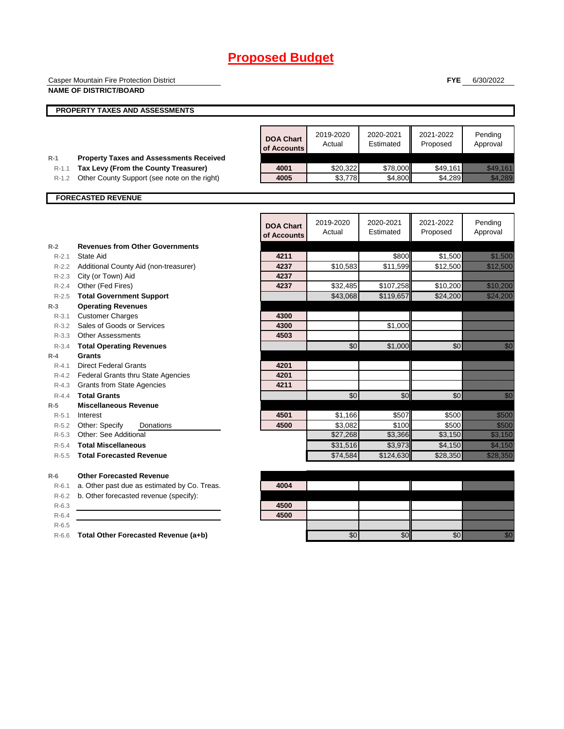# Proposed Budget

Casper Mountain Fire Protection District
**NAME OF DISTRICT/BOARD**

**FYE** 6/30/2022

## PROPERTY TAXES AND ASSESSMENTS

| | | DOA Chart of Accounts | 2019-2020 Actual | 2020-2021 Estimated | 2021-2022 Proposed | Pending Approval |
|---|---|---|---|---|---|---|
| R-1 | **Property Taxes and Assessments Received** | | | | | |
| R-1.1 | **Tax Levy (From the County Treasurer)** | 4001 | $20,322 | $78,000 | $49,161 | $49,161 |
| R-1.2 | Other County Support (see note on the right) | 4005 | $3,778 | $4,800 | $4,289 | $4,289 |

## FORECASTED REVENUE

| | | DOA Chart of Accounts | 2019-2020 Actual | 2020-2021 Estimated | 2021-2022 Proposed | Pending Approval |
|---|---|---|---|---|---|---|
| R-2 | **Revenues from Other Governments** | | | | | |
| R-2.1 | State Aid | 4211 | | $800 | $1,500 | $1,500 |
| R-2.2 | Additional County Aid (non-treasurer) | 4237 | $10,583 | $11,599 | $12,500 | $12,500 |
| R-2.3 | City (or Town) Aid | 4237 | | | | |
| R-2.4 | Other (Fed Fires) | 4237 | $32,485 | $107,258 | $10,200 | $10,200 |
| R-2.5 | **Total Government Support** | | $43,068 | $119,657 | $24,200 | $24,200 |
| R-3 | **Operating Revenues** | | | | | |
| R-3.1 | Customer Charges | 4300 | | | | |
| R-3.2 | Sales of Goods or Services | 4300 | | $1,000 | | |
| R-3.3 | Other Assessments | 4503 | | | | |
| R-3.4 | **Total Operating Revenues** | | $0 | $1,000 | $0 | $0 |
| R-4 | **Grants** | | | | | |
| R-4.1 | Direct Federal Grants | 4201 | | | | |
| R-4.2 | Federal Grants thru State Agencies | 4201 | | | | |
| R-4.3 | Grants from State Agencies | 4211 | | | | |
| R-4.4 | **Total Grants** | | $0 | $0 | $0 | $0 |
| R-5 | **Miscellaneous Revenue** | | | | | |
| R-5.1 | Interest | 4501 | $1,166 | $507 | $500 | $500 |
| R-5.2 | Other: Specify Donations | 4500 | $3,082 | $100 | $500 | $500 |
| R-5.3 | Other: See Additional | | $27,268 | $3,366 | $3,150 | $3,150 |
| R-5.4 | **Total Miscellaneous** | | $31,516 | $3,973 | $4,150 | $4,150 |
| R-5.5 | **Total Forecasted Revenue** | | $74,584 | $124,630 | $28,350 | $28,350 |
| R-6 | **Other Forecasted Revenue** | | | | | |
| R-6.1 | a. Other past due as estimated by Co. Treas. | 4004 | | | | |
| R-6.2 | b. Other forecasted revenue (specify): | | | | | |
| R-6.3 | | 4500 | | | | |
| R-6.4 | | 4500 | | | | |
| R-6.5 | | | | | | |
| R-6.6 | **Total Other Forecasted Revenue (a+b)** | | $0 | $0 | $0 | $0 |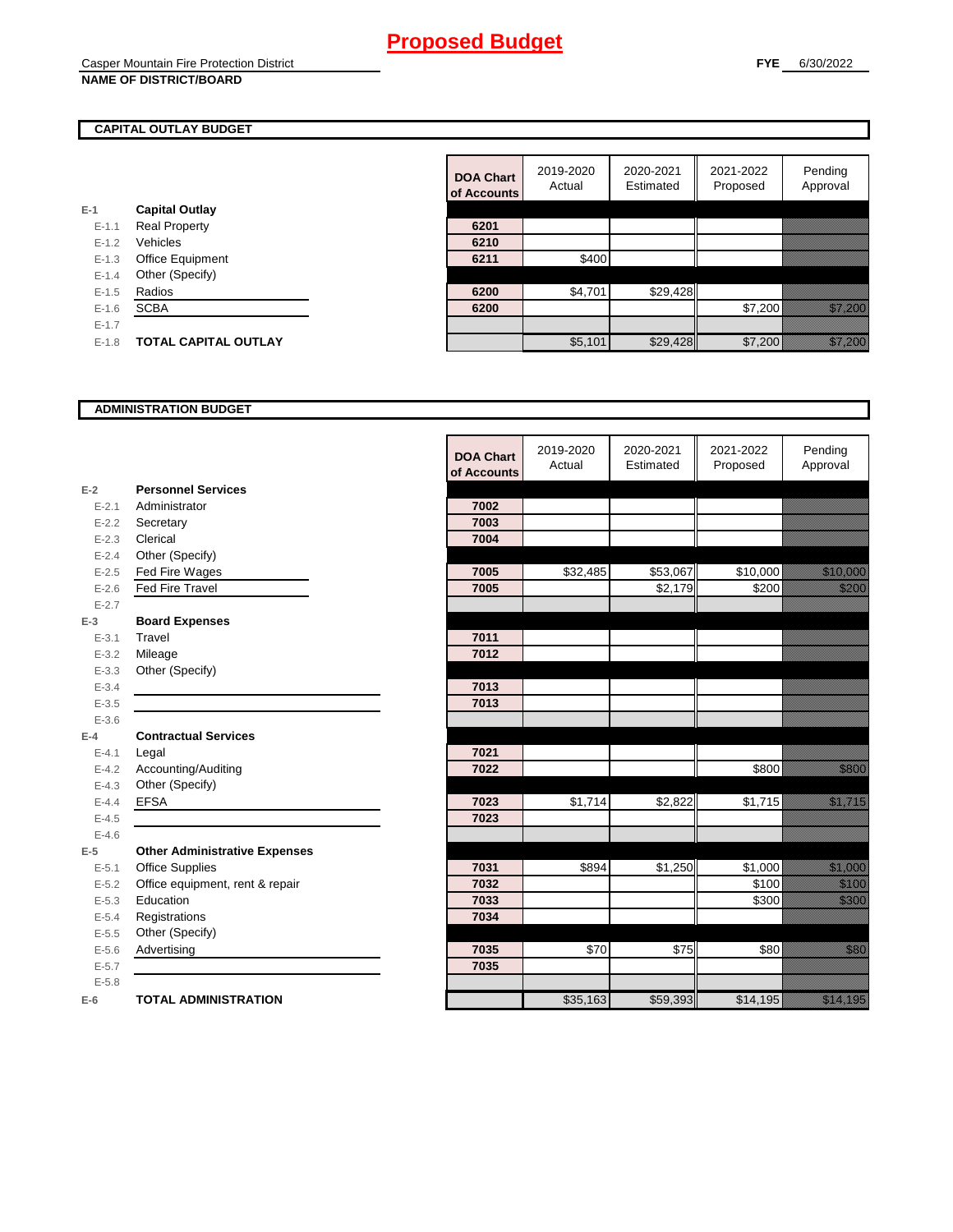# Proposed Budget

Casper Mountain Fire Protection District
**NAME OF DISTRICT/BOARD**

**FYE** 6/30/2022

## CAPITAL OUTLAY BUDGET

| | | DOA Chart of Accounts | 2019-2020 Actual | 2020-2021 Estimated | 2021-2022 Proposed | Pending Approval |
|---|---|---|---|---|---|---|
| E-1 | **Capital Outlay** | | | | | |
| E-1.1 | Real Property | 6201 | | | | |
| E-1.2 | Vehicles | 6210 | | | | |
| E-1.3 | Office Equipment | 6211 | $400 | | | |
| E-1.4 | Other (Specify) | | | | | |
| E-1.5 | Radios | 6200 | $4,701 | $29,428 | | |
| E-1.6 | SCBA | 6200 | | | $7,200 | $7,200 |
| E-1.7 | | | | | | |
| E-1.8 | **TOTAL CAPITAL OUTLAY** | | $5,101 | $29,428 | $7,200 | $7,200 |

## ADMINISTRATION BUDGET

| | | DOA Chart of Accounts | 2019-2020 Actual | 2020-2021 Estimated | 2021-2022 Proposed | Pending Approval |
|---|---|---|---|---|---|---|
| E-2 | **Personnel Services** | | | | | |
| E-2.1 | Administrator | 7002 | | | | |
| E-2.2 | Secretary | 7003 | | | | |
| E-2.3 | Clerical | 7004 | | | | |
| E-2.4 | Other (Specify) | | | | | |
| E-2.5 | Fed Fire Wages | 7005 | $32,485 | $53,067 | $10,000 | $10,000 |
| E-2.6 | Fed Fire Travel | 7005 | | $2,179 | $200 | $200 |
| E-2.7 | | | | | | |
| E-3 | **Board Expenses** | | | | | |
| E-3.1 | Travel | 7011 | | | | |
| E-3.2 | Mileage | 7012 | | | | |
| E-3.3 | Other (Specify) | | | | | |
| E-3.4 | | 7013 | | | | |
| E-3.5 | | 7013 | | | | |
| E-3.6 | | | | | | |
| E-4 | **Contractual Services** | | | | | |
| E-4.1 | Legal | 7021 | | | | |
| E-4.2 | Accounting/Auditing | 7022 | | | $800 | $800 |
| E-4.3 | Other (Specify) | | | | | |
| E-4.4 | EFSA | 7023 | $1,714 | $2,822 | $1,715 | $1,715 |
| E-4.5 | | 7023 | | | | |
| E-4.6 | | | | | | |
| E-5 | **Other Administrative Expenses** | | | | | |
| E-5.1 | Office Supplies | 7031 | $894 | $1,250 | $1,000 | $1,000 |
| E-5.2 | Office equipment, rent & repair | 7032 | | | $100 | $100 |
| E-5.3 | Education | 7033 | | | $300 | $300 |
| E-5.4 | Registrations | 7034 | | | | |
| E-5.5 | Other (Specify) | | | | | |
| E-5.6 | Advertising | 7035 | $70 | $75 | $80 | $80 |
| E-5.7 | | 7035 | | | | |
| E-5.8 | | | | | | |
| E-6 | **TOTAL ADMINISTRATION** | | $35,163 | $59,393 | $14,195 | $14,195 |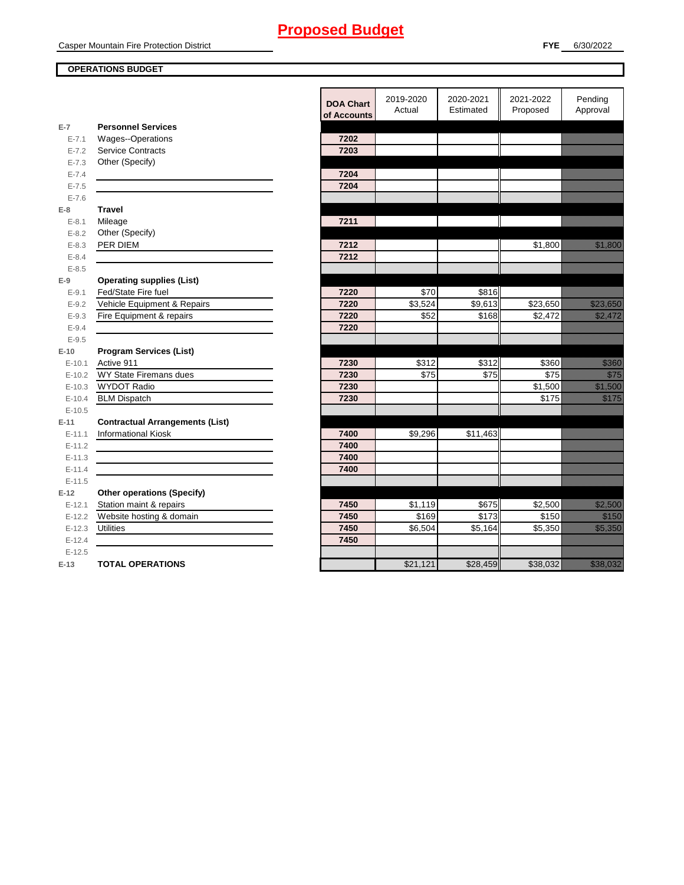# Proposed Budget

Casper Mountain Fire Protection District

**FYE** 6/30/2022

**OPERATIONS BUDGET**

| | | DOA Chart of Accounts | 2019-2020 Actual | 2020-2021 Estimated | 2021-2022 Proposed | Pending Approval |
|---|---|---|---|---|---|---|
| E-7 | **Personnel Services** | | | | | |
| E-7.1 | Wages--Operations | 7202 | | | | |
| E-7.2 | Service Contracts | 7203 | | | | |
| E-7.3 | Other (Specify) | | | | | |
| E-7.4 | | 7204 | | | | |
| E-7.5 | | 7204 | | | | |
| E-7.6 | | | | | | |
| E-8 | **Travel** | | | | | |
| E-8.1 | Mileage | 7211 | | | | |
| E-8.2 | Other (Specify) | | | | | |
| E-8.3 | PER DIEM | 7212 | | | $1,800 | $1,800 |
| E-8.4 | | 7212 | | | | |
| E-8.5 | | | | | | |
| E-9 | **Operating supplies (List)** | | | | | |
| E-9.1 | Fed/State Fire fuel | 7220 | $70 | $816 | | |
| E-9.2 | Vehicle Equipment & Repairs | 7220 | $3,524 | $9,613 | $23,650 | $23,650 |
| E-9.3 | Fire Equipment & repairs | 7220 | $52 | $168 | $2,472 | $2,472 |
| E-9.4 | | 7220 | | | | |
| E-9.5 | | | | | | |
| E-10 | **Program Services (List)** | | | | | |
| E-10.1 | Active 911 | 7230 | $312 | $312 | $360 | $360 |
| E-10.2 | WY State Firemans dues | 7230 | $75 | $75 | $75 | $75 |
| E-10.3 | WYDOT Radio | 7230 | | | $1,500 | $1,500 |
| E-10.4 | BLM Dispatch | 7230 | | | $175 | $175 |
| E-10.5 | | | | | | |
| E-11 | **Contractual Arrangements (List)** | | | | | |
| E-11.1 | Informational Kiosk | 7400 | $9,296 | $11,463 | | |
| E-11.2 | | 7400 | | | | |
| E-11.3 | | 7400 | | | | |
| E-11.4 | | 7400 | | | | |
| E-11.5 | | | | | | |
| E-12 | **Other operations (Specify)** | | | | | |
| E-12.1 | Station maint & repairs | 7450 | $1,119 | $675 | $2,500 | $2,500 |
| E-12.2 | Website hosting & domain | 7450 | $169 | $173 | $150 | $150 |
| E-12.3 | Utilities | 7450 | $6,504 | $5,164 | $5,350 | $5,350 |
| E-12.4 | | 7450 | | | | |
| E-12.5 | | | | | | |
| E-13 | **TOTAL OPERATIONS** | | $21,121 | $28,459 | $38,032 | $38,032 |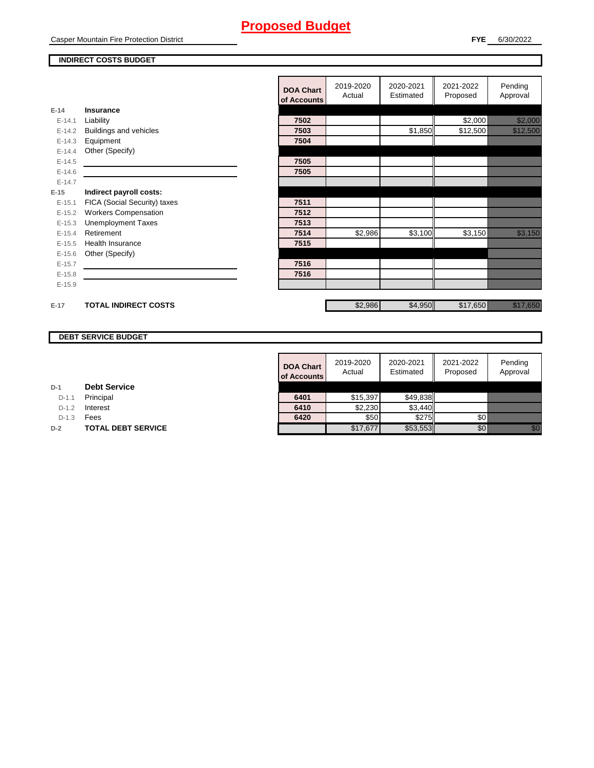# Proposed Budget

Casper Mountain Fire Protection District

**FYE** 6/30/2022

## INDIRECT COSTS BUDGET

| | | DOA Chart of Accounts | 2019-2020 Actual | 2020-2021 Estimated | 2021-2022 Proposed | Pending Approval |
|---|---|---|---|---|---|---|
| **E-14** | **Insurance** | | | | | |
| E-14.1 | Liability | **7502** | | | $2,000 | $2,000 |
| E-14.2 | Buildings and vehicles | **7503** | | $1,850 | $12,500 | $12,500 |
| E-14.3 | Equipment | **7504** | | | | |
| E-14.4 | Other (Specify) | | | | | |
| E-14.5 | | **7505** | | | | |
| E-14.6 | | **7505** | | | | |
| E-14.7 | | | | | | |
| **E-15** | **Indirect payroll costs:** | | | | | |
| E-15.1 | FICA (Social Security) taxes | **7511** | | | | |
| E-15.2 | Workers Compensation | **7512** | | | | |
| E-15.3 | Unemployment Taxes | **7513** | | | | |
| E-15.4 | Retirement | **7514** | $2,986 | $3,100 | $3,150 | $3,150 |
| E-15.5 | Health Insurance | **7515** | | | | |
| E-15.6 | Other (Specify) | | | | | |
| E-15.7 | | **7516** | | | | |
| E-15.8 | | **7516** | | | | |
| E-15.9 | | | | | | |
| **E-17** | **TOTAL INDIRECT COSTS** | | $2,986 | $4,950 | $17,650 | $17,650 |

## DEBT SERVICE BUDGET

| | | DOA Chart of Accounts | 2019-2020 Actual | 2020-2021 Estimated | 2021-2022 Proposed | Pending Approval |
|---|---|---|---|---|---|---|
| **D-1** | **Debt Service** | | | | | |
| D-1.1 | Principal | **6401** | $15,397 | $49,838 | | |
| D-1.2 | Interest | **6410** | $2,230 | $3,440 | | |
| D-1.3 | Fees | **6420** | $50 | $275 | $0 | |
| **D-2** | **TOTAL DEBT SERVICE** | | $17,677 | $53,553 | $0 | $0 |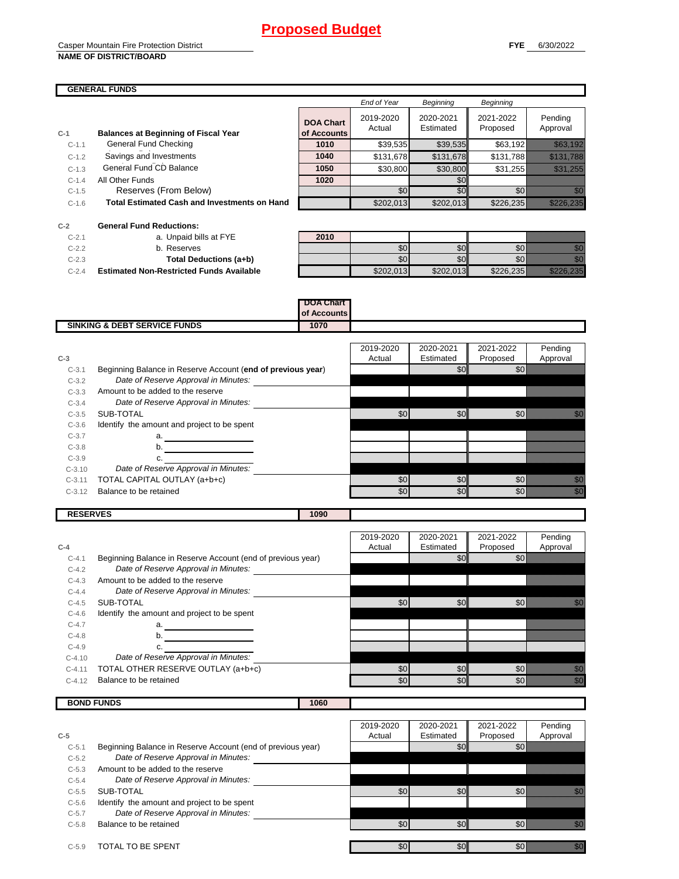# Proposed Budget

Casper Mountain Fire Protection District
**NAME OF DISTRICT/BOARD**

**FYE** 6/30/2022

## GENERAL FUNDS

| | | DOA Chart of Accounts | *End of Year* 2019-2020 Actual | *Beginning* 2020-2021 Estimated | *Beginning* 2021-2022 Proposed | Pending Approval |
|---|---|---|---|---|---|---|
| **C-1** | **Balances at Beginning of Fiscal Year** | | | | | |
| C-1.1 | General Fund Checking | 1010 | $39,535 | $39,535 | $63,192 | $63,192 |
| C-1.2 | Savings and Investments | 1040 | $131,678 | $131,678 | $131,788 | $131,788 |
| C-1.3 | General Fund CD Balance | 1050 | $30,800 | $30,800 | $31,255 | $31,255 |
| C-1.4 | All Other Funds | 1020 | | $0 | | |
| C-1.5 | Reserves (From Below) | | $0 | $0 | $0 | $0 |
| C-1.6 | **Total Estimated Cash and Investments on Hand** | | $202,013 | $202,013 | $226,235 | $226,235 |
| **C-2** | **General Fund Reductions:** | | | | | |
| C-2.1 | a. Unpaid bills at FYE | 2010 | | | | |
| C-2.2 | b. Reserves | | $0 | $0 | $0 | $0 |
| C-2.3 | **Total Deductions (a+b)** | | $0 | $0 | $0 | $0 |
| C-2.4 | **Estimated Non-Restricted Funds Available** | | $202,013 | $202,013 | $226,235 | $226,235 |

## SINKING & DEBT SERVICE FUNDS — DOA Chart of Accounts 1070

| **C-3** | | 2019-2020 Actual | 2020-2021 Estimated | 2021-2022 Proposed | Pending Approval |
|---|---|---|---|---|---|
| C-3.1 | Beginning Balance in Reserve Account (**end of previous year**) | | $0 | $0 | |
| C-3.2 | *Date of Reserve Approval in Minutes:* | | | | |
| C-3.3 | Amount to be added to the reserve | | | | |
| C-3.4 | *Date of Reserve Approval in Minutes:* | | | | |
| C-3.5 | SUB-TOTAL | $0 | $0 | $0 | $0 |
| C-3.6 | Identify the amount and project to be spent | | | | |
| C-3.7 | a. | | | | |
| C-3.8 | b. | | | | |
| C-3.9 | c. | | | | |
| C-3.10 | *Date of Reserve Approval in Minutes:* | | | | |
| C-3.11 | TOTAL CAPITAL OUTLAY (a+b+c) | $0 | $0 | $0 | $0 |
| C-3.12 | Balance to be retained | $0 | $0 | $0 | $0 |

## RESERVES — 1090

| **C-4** | | 2019-2020 Actual | 2020-2021 Estimated | 2021-2022 Proposed | Pending Approval |
|---|---|---|---|---|---|
| C-4.1 | Beginning Balance in Reserve Account (end of previous year) | | $0 | $0 | |
| C-4.2 | *Date of Reserve Approval in Minutes:* | | | | |
| C-4.3 | Amount to be added to the reserve | | | | |
| C-4.4 | *Date of Reserve Approval in Minutes:* | | | | |
| C-4.5 | SUB-TOTAL | $0 | $0 | $0 | $0 |
| C-4.6 | Identify the amount and project to be spent | | | | |
| C-4.7 | a. | | | | |
| C-4.8 | b. | | | | |
| C-4.9 | c. | | | | |
| C-4.10 | *Date of Reserve Approval in Minutes:* | | | | |
| C-4.11 | TOTAL OTHER RESERVE OUTLAY (a+b+c) | $0 | $0 | $0 | $0 |
| C-4.12 | Balance to be retained | $0 | $0 | $0 | $0 |

## BOND FUNDS — 1060

| **C-5** | | 2019-2020 Actual | 2020-2021 Estimated | 2021-2022 Proposed | Pending Approval |
|---|---|---|---|---|---|
| C-5.1 | Beginning Balance in Reserve Account (end of previous year) | | $0 | $0 | |
| C-5.2 | *Date of Reserve Approval in Minutes:* | | | | |
| C-5.3 | Amount to be added to the reserve | | | | |
| C-5.4 | *Date of Reserve Approval in Minutes:* | | | | |
| C-5.5 | SUB-TOTAL | $0 | $0 | $0 | $0 |
| C-5.6 | Identify the amount and project to be spent | | | | |
| C-5.7 | *Date of Reserve Approval in Minutes:* | | | | |
| C-5.8 | Balance to be retained | $0 | $0 | $0 | $0 |
| C-5.9 | TOTAL TO BE SPENT | $0 | $0 | $0 | $0 |